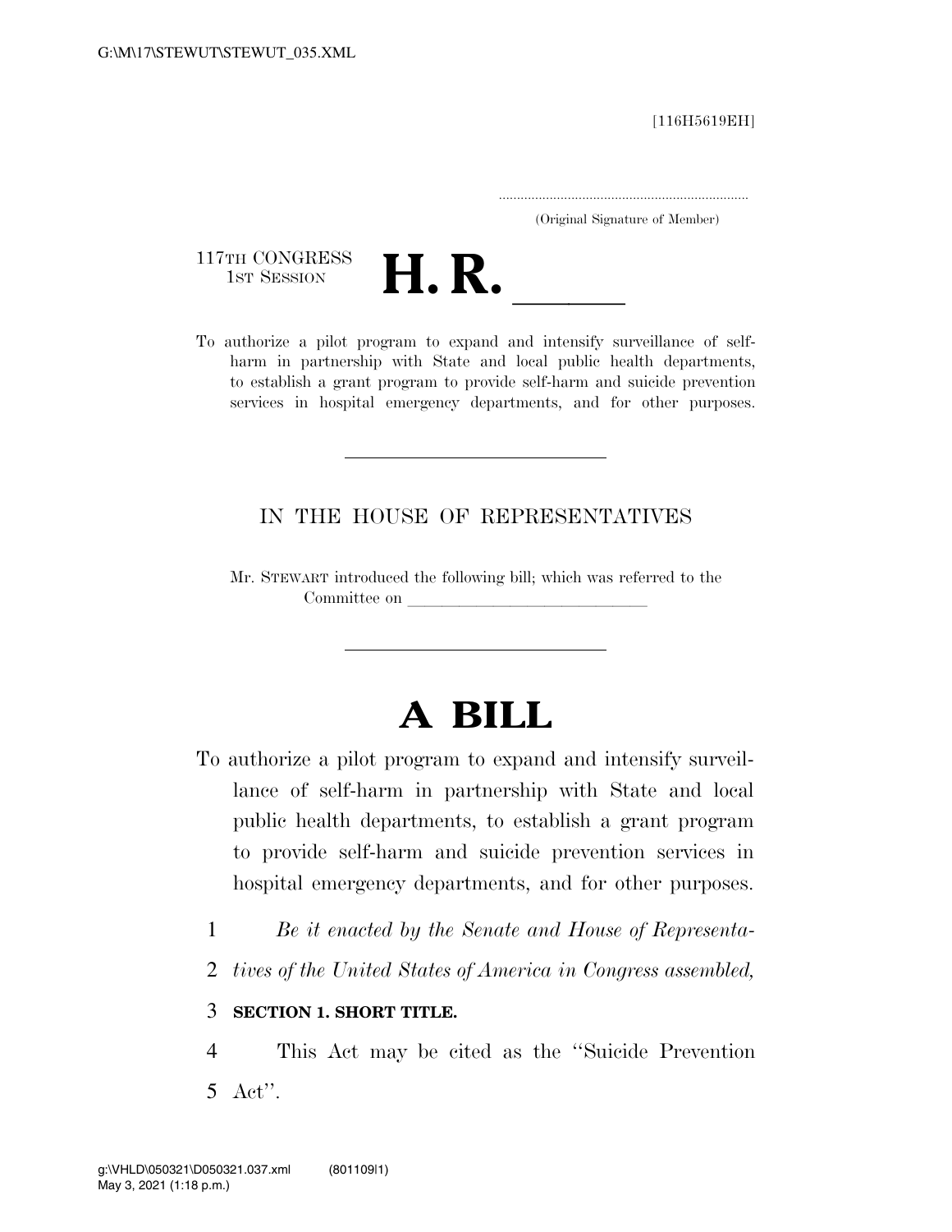[116H5619EH]

.....................................................................

(Original Signature of Member)

117TH CONGRESS
1ST SESSION

# H. R. \_\_\_\_\_\_

To authorize a pilot program to expand and intensify surveillance of self-harm in partnership with State and local public health departments, to establish a grant program to provide self-harm and suicide prevention services in hospital emergency departments, and for other purposes.

---

IN THE HOUSE OF REPRESENTATIVES

Mr. STEWART introduced the following bill; which was referred to the Committee on \_\_\_\_\_\_\_\_\_\_\_\_\_\_\_\_\_\_\_\_\_\_\_\_\_\_\_\_\_\_

---

# A BILL

To authorize a pilot program to expand and intensify surveillance of self-harm in partnership with State and local public health departments, to establish a grant program to provide self-harm and suicide prevention services in hospital emergency departments, and for other purposes.

1 *Be it enacted by the Senate and House of Representa-*
2 *tives of the United States of America in Congress assembled,*

3 **SECTION 1. SHORT TITLE.**

4 This Act may be cited as the ''Suicide Prevention
5 Act''.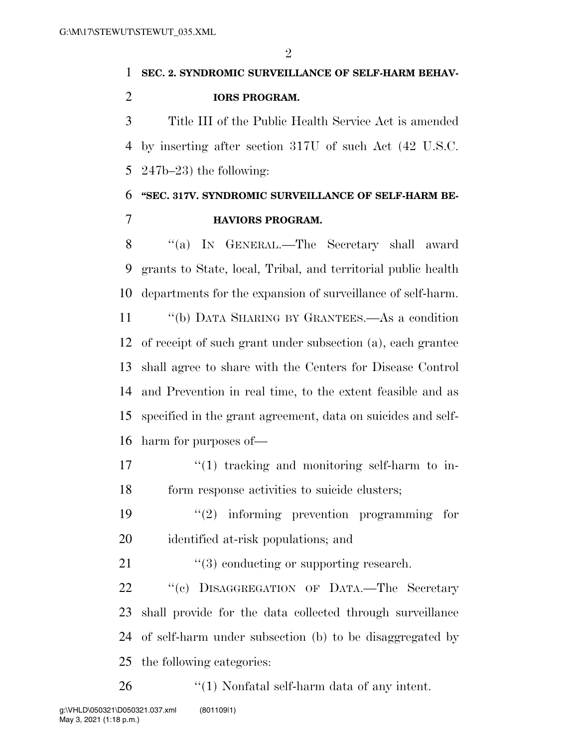**SEC. 2. SYNDROMIC SURVEILLANCE OF SELF-HARM BEHAVIORS PROGRAM.**

Title III of the Public Health Service Act is amended by inserting after section 317U of such Act (42 U.S.C. 247b–23) the following:

**"SEC. 317V. SYNDROMIC SURVEILLANCE OF SELF-HARM BEHAVIORS PROGRAM.**

"(a) IN GENERAL.—The Secretary shall award grants to State, local, Tribal, and territorial public health departments for the expansion of surveillance of self-harm.

"(b) DATA SHARING BY GRANTEES.—As a condition of receipt of such grant under subsection (a), each grantee shall agree to share with the Centers for Disease Control and Prevention in real time, to the extent feasible and as specified in the grant agreement, data on suicides and self-harm for purposes of—

"(1) tracking and monitoring self-harm to inform response activities to suicide clusters;

"(2) informing prevention programming for identified at-risk populations; and

"(3) conducting or supporting research.

"(c) DISAGGREGATION OF DATA.—The Secretary shall provide for the data collected through surveillance of self-harm under subsection (b) to be disaggregated by the following categories:

"(1) Nonfatal self-harm data of any intent.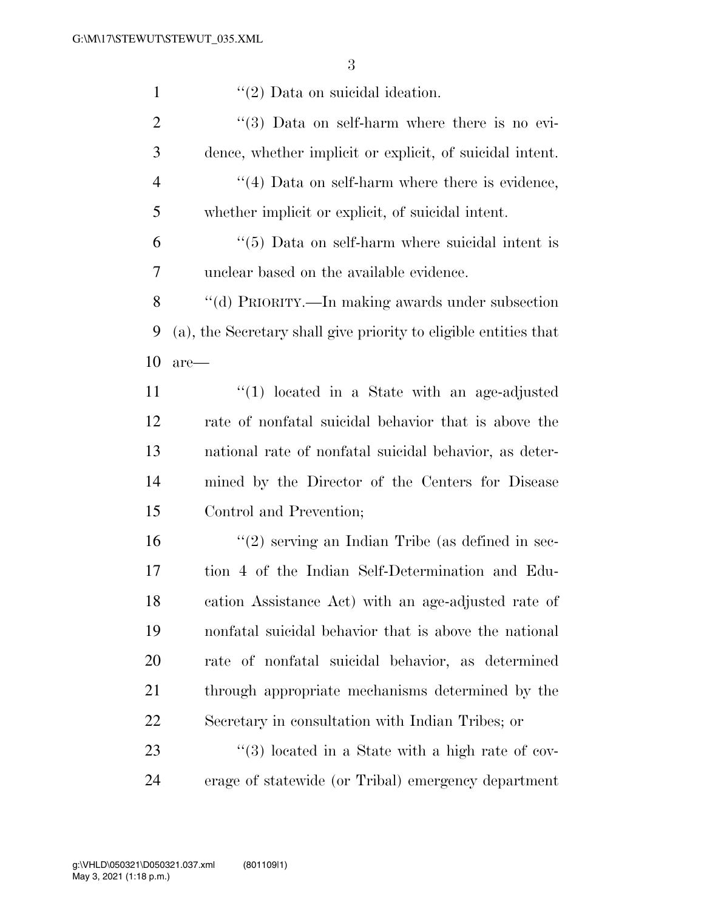''(2) Data on suicidal ideation.

''(3) Data on self-harm where there is no evidence, whether implicit or explicit, of suicidal intent.

''(4) Data on self-harm where there is evidence, whether implicit or explicit, of suicidal intent.

''(5) Data on self-harm where suicidal intent is unclear based on the available evidence.

''(d) PRIORITY.—In making awards under subsection (a), the Secretary shall give priority to eligible entities that are—

''(1) located in a State with an age-adjusted rate of nonfatal suicidal behavior that is above the national rate of nonfatal suicidal behavior, as determined by the Director of the Centers for Disease Control and Prevention;

''(2) serving an Indian Tribe (as defined in section 4 of the Indian Self-Determination and Education Assistance Act) with an age-adjusted rate of nonfatal suicidal behavior that is above the national rate of nonfatal suicidal behavior, as determined through appropriate mechanisms determined by the Secretary in consultation with Indian Tribes; or

''(3) located in a State with a high rate of coverage of statewide (or Tribal) emergency department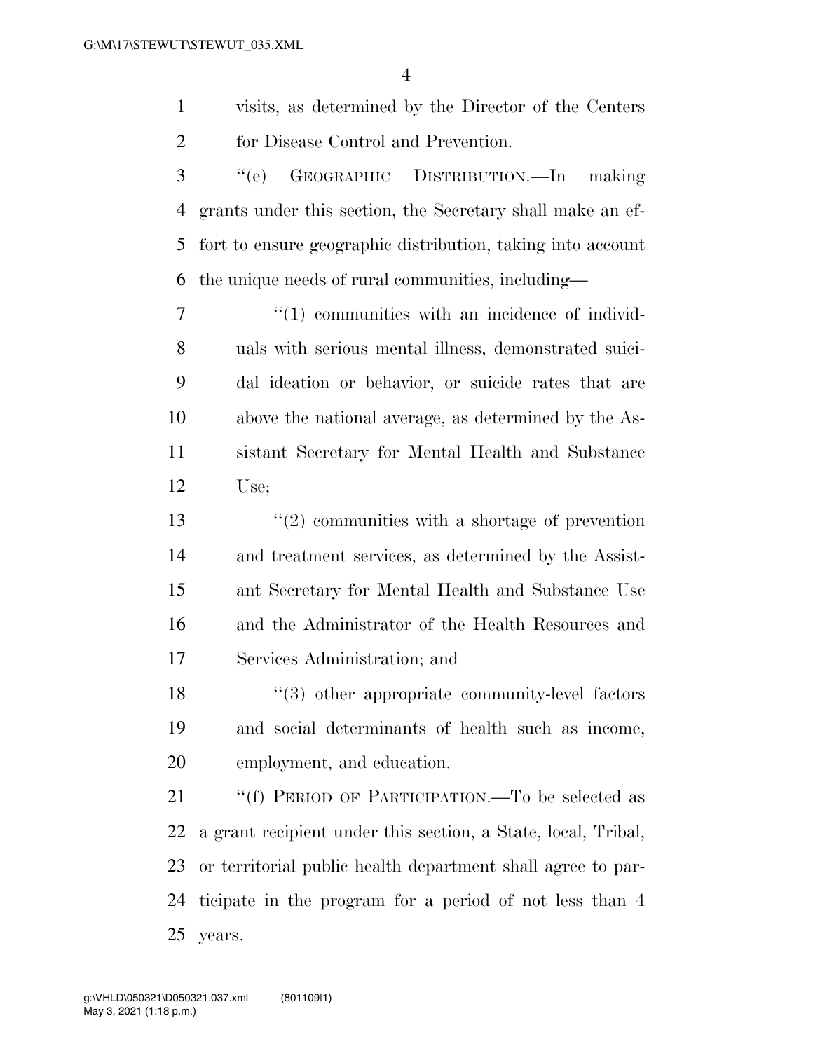visits, as determined by the Director of the Centers for Disease Control and Prevention.

"(e) GEOGRAPHIC DISTRIBUTION.—In making grants under this section, the Secretary shall make an effort to ensure geographic distribution, taking into account the unique needs of rural communities, including—

"(1) communities with an incidence of individuals with serious mental illness, demonstrated suicidal ideation or behavior, or suicide rates that are above the national average, as determined by the Assistant Secretary for Mental Health and Substance Use;

"(2) communities with a shortage of prevention and treatment services, as determined by the Assistant Secretary for Mental Health and Substance Use and the Administrator of the Health Resources and Services Administration; and

"(3) other appropriate community-level factors and social determinants of health such as income, employment, and education.

"(f) PERIOD OF PARTICIPATION.—To be selected as a grant recipient under this section, a State, local, Tribal, or territorial public health department shall agree to participate in the program for a period of not less than 4 years.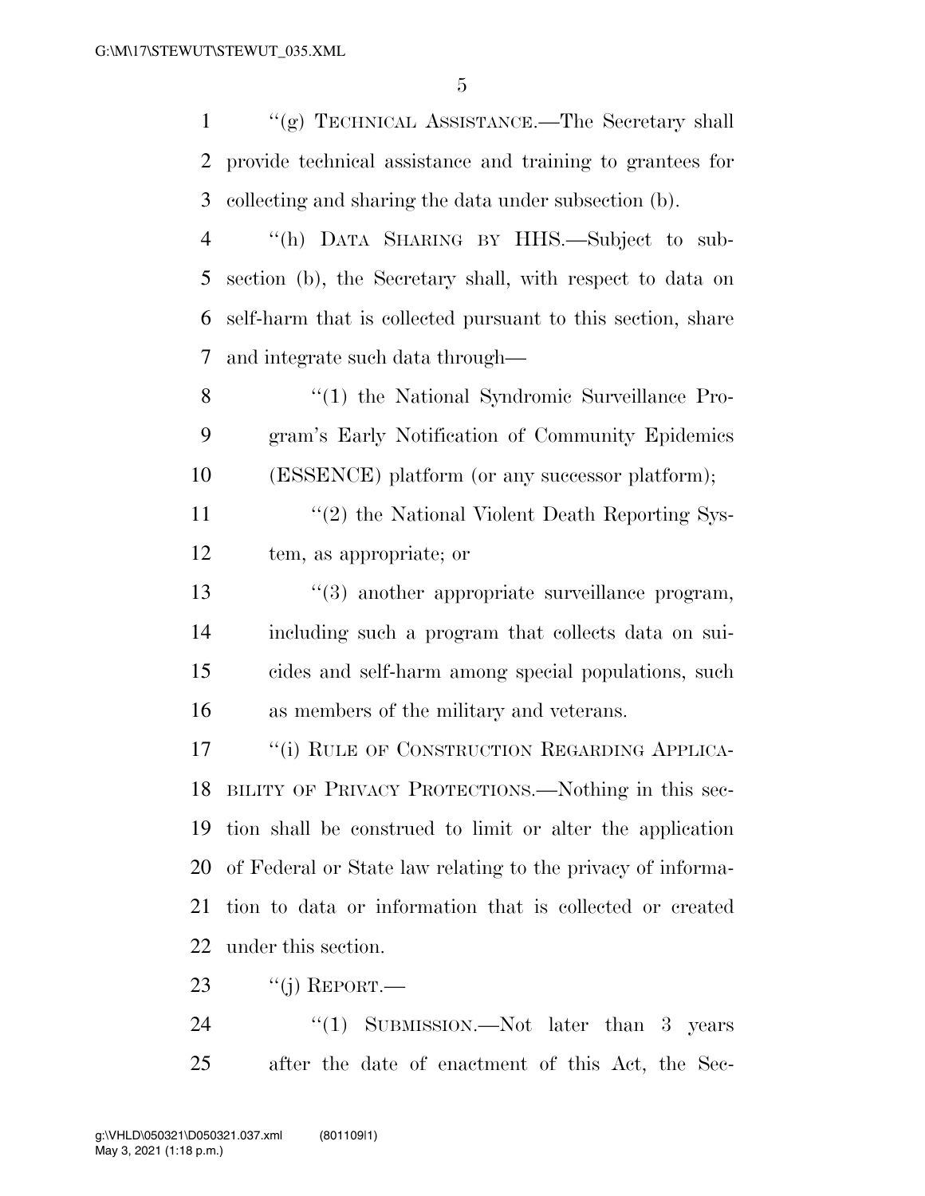"(g) TECHNICAL ASSISTANCE.—The Secretary shall provide technical assistance and training to grantees for collecting and sharing the data under subsection (b).

"(h) DATA SHARING BY HHS.—Subject to subsection (b), the Secretary shall, with respect to data on self-harm that is collected pursuant to this section, share and integrate such data through—

"(1) the National Syndromic Surveillance Program's Early Notification of Community Epidemics (ESSENCE) platform (or any successor platform);

"(2) the National Violent Death Reporting System, as appropriate; or

"(3) another appropriate surveillance program, including such a program that collects data on suicides and self-harm among special populations, such as members of the military and veterans.

"(i) RULE OF CONSTRUCTION REGARDING APPLICABILITY OF PRIVACY PROTECTIONS.—Nothing in this section shall be construed to limit or alter the application of Federal or State law relating to the privacy of information to data or information that is collected or created under this section.

"(j) REPORT.—

"(1) SUBMISSION.—Not later than 3 years after the date of enactment of this Act, the Sec-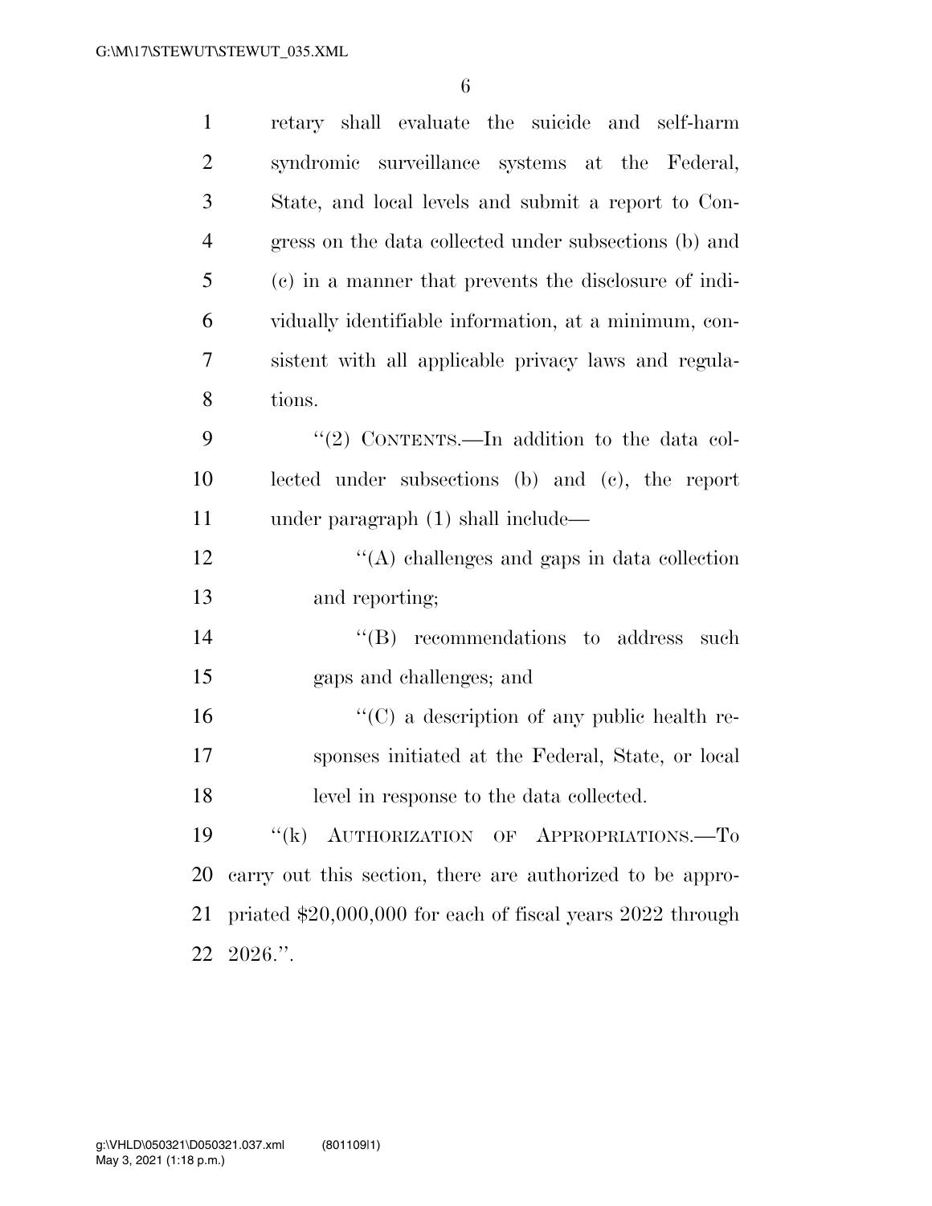retary shall evaluate the suicide and self-harm syndromic surveillance systems at the Federal, State, and local levels and submit a report to Congress on the data collected under subsections (b) and (c) in a manner that prevents the disclosure of individually identifiable information, at a minimum, consistent with all applicable privacy laws and regulations.

"(2) CONTENTS.—In addition to the data collected under subsections (b) and (c), the report under paragraph (1) shall include—

"(A) challenges and gaps in data collection and reporting;

"(B) recommendations to address such gaps and challenges; and

"(C) a description of any public health responses initiated at the Federal, State, or local level in response to the data collected.

"(k) AUTHORIZATION OF APPROPRIATIONS.—To carry out this section, there are authorized to be appropriated $20,000,000 for each of fiscal years 2022 through 2026.".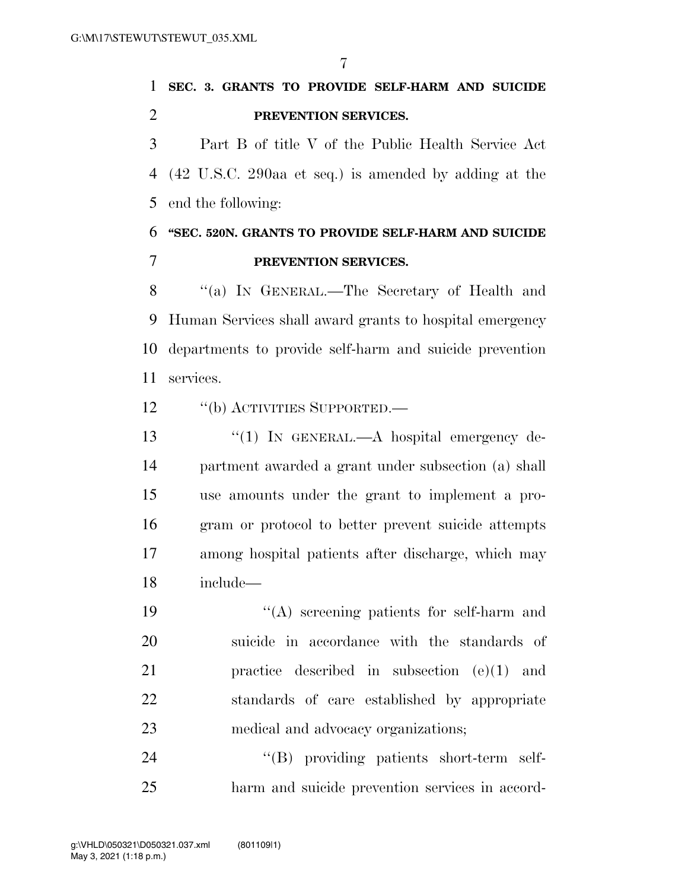**SEC. 3. GRANTS TO PROVIDE SELF-HARM AND SUICIDE PREVENTION SERVICES.**

Part B of title V of the Public Health Service Act (42 U.S.C. 290aa et seq.) is amended by adding at the end the following:

**"SEC. 520N. GRANTS TO PROVIDE SELF-HARM AND SUICIDE PREVENTION SERVICES.**

"(a) IN GENERAL.—The Secretary of Health and Human Services shall award grants to hospital emergency departments to provide self-harm and suicide prevention services.

"(b) ACTIVITIES SUPPORTED.—

"(1) IN GENERAL.—A hospital emergency department awarded a grant under subsection (a) shall use amounts under the grant to implement a program or protocol to better prevent suicide attempts among hospital patients after discharge, which may include—

"(A) screening patients for self-harm and suicide in accordance with the standards of practice described in subsection (e)(1) and standards of care established by appropriate medical and advocacy organizations;

"(B) providing patients short-term self-harm and suicide prevention services in accord-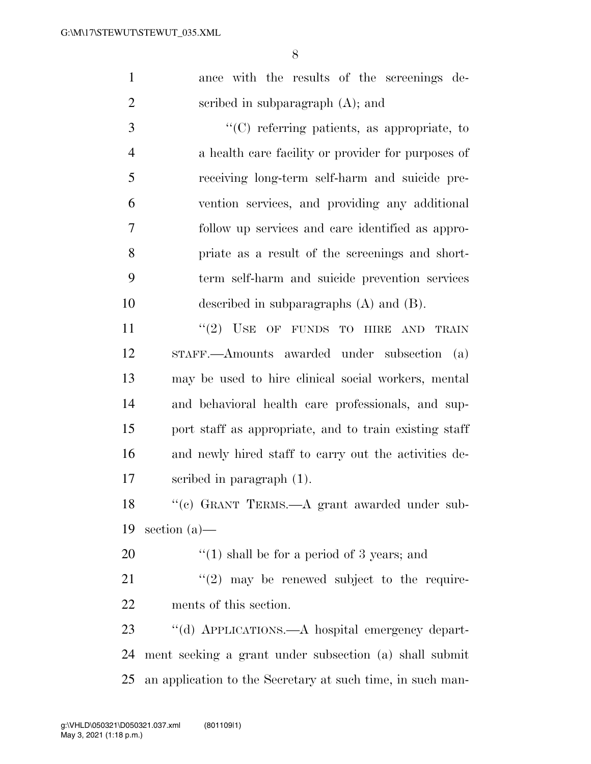ance with the results of the screenings described in subparagraph (A); and

"(C) referring patients, as appropriate, to a health care facility or provider for purposes of receiving long-term self-harm and suicide prevention services, and providing any additional follow up services and care identified as appropriate as a result of the screenings and short-term self-harm and suicide prevention services described in subparagraphs (A) and (B).

"(2) USE OF FUNDS TO HIRE AND TRAIN STAFF.—Amounts awarded under subsection (a) may be used to hire clinical social workers, mental and behavioral health care professionals, and support staff as appropriate, and to train existing staff and newly hired staff to carry out the activities described in paragraph (1).

"(c) GRANT TERMS.—A grant awarded under subsection (a)—

"(1) shall be for a period of 3 years; and

"(2) may be renewed subject to the requirements of this section.

"(d) APPLICATIONS.—A hospital emergency department seeking a grant under subsection (a) shall submit an application to the Secretary at such time, in such man-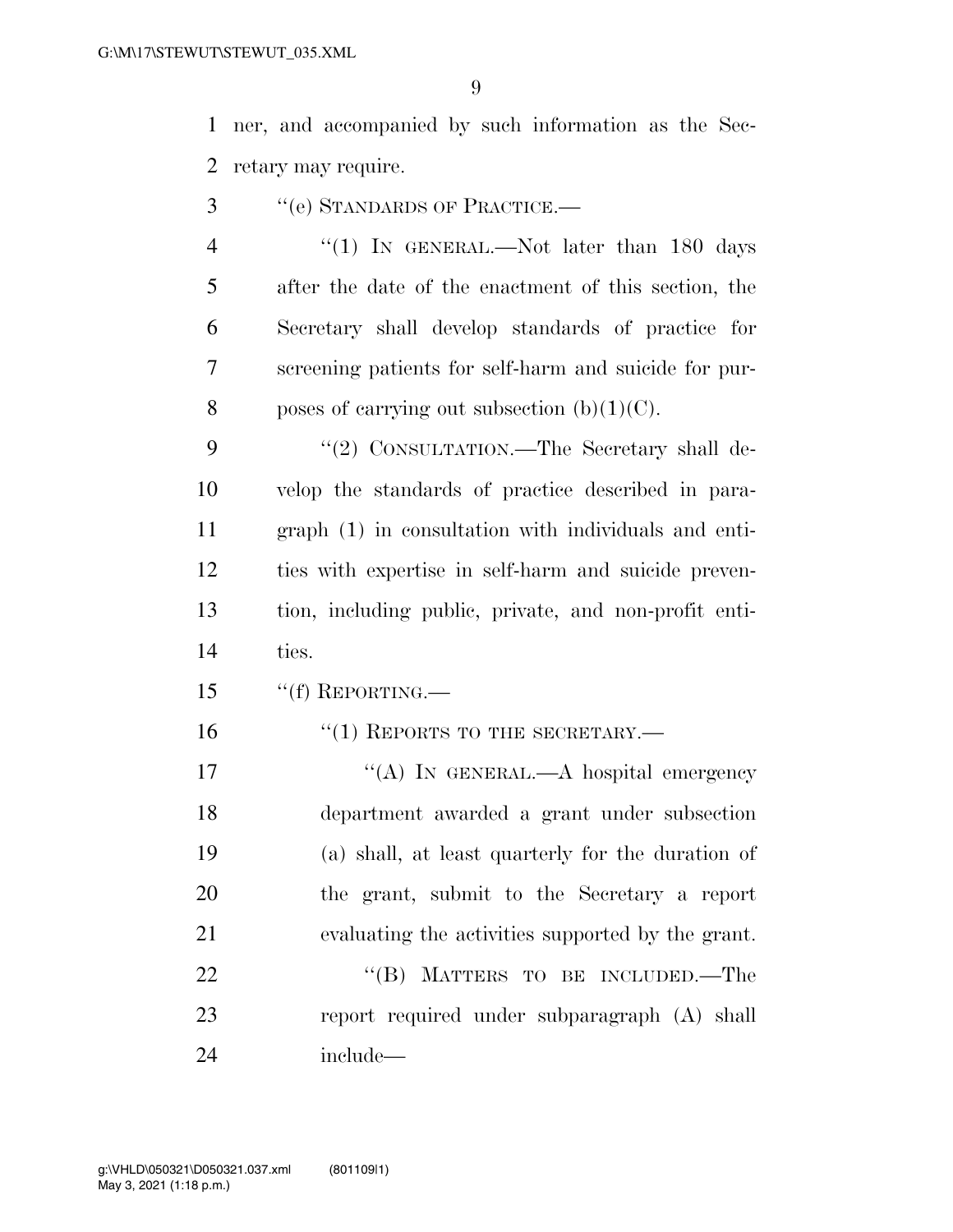ner, and accompanied by such information as the Secretary may require.

"(e) STANDARDS OF PRACTICE.—

"(1) IN GENERAL.—Not later than 180 days after the date of the enactment of this section, the Secretary shall develop standards of practice for screening patients for self-harm and suicide for purposes of carrying out subsection (b)(1)(C).

"(2) CONSULTATION.—The Secretary shall develop the standards of practice described in paragraph (1) in consultation with individuals and entities with expertise in self-harm and suicide prevention, including public, private, and non-profit entities.

"(f) REPORTING.—

"(1) REPORTS TO THE SECRETARY.—

"(A) IN GENERAL.—A hospital emergency department awarded a grant under subsection (a) shall, at least quarterly for the duration of the grant, submit to the Secretary a report evaluating the activities supported by the grant.

"(B) MATTERS TO BE INCLUDED.—The report required under subparagraph (A) shall include—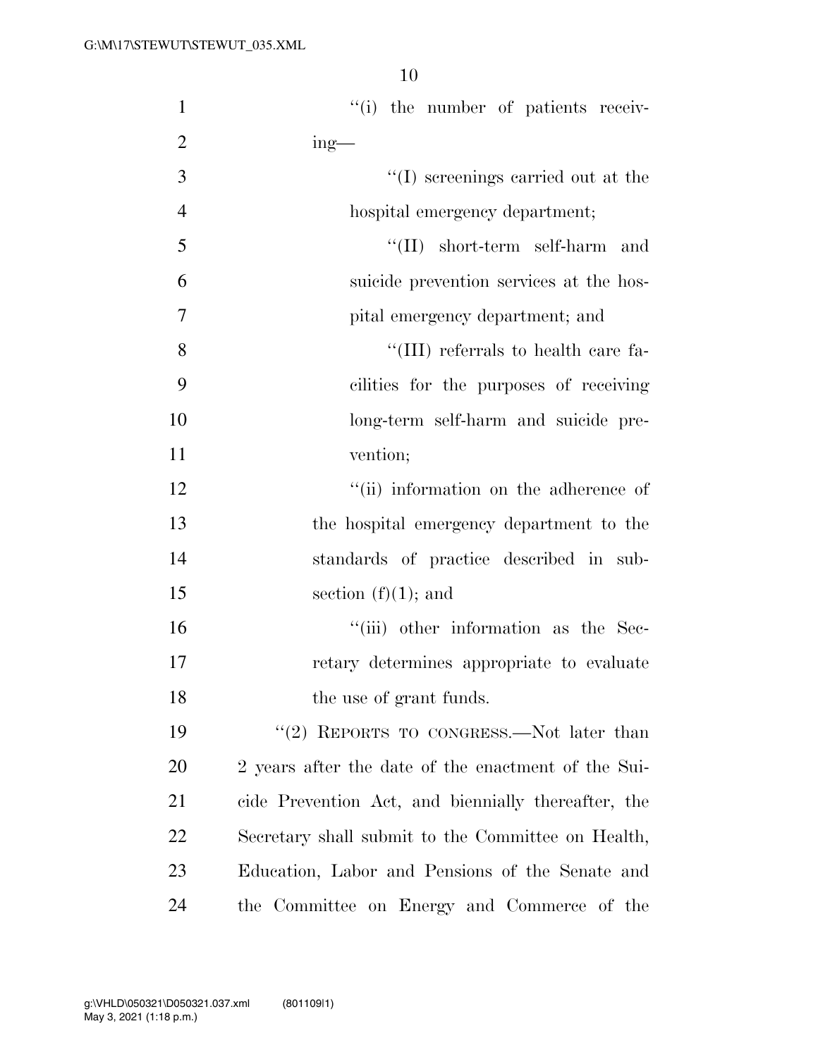''(i) the number of patients receiving—

''(I) screenings carried out at the hospital emergency department;

''(II) short-term self-harm and suicide prevention services at the hospital emergency department; and

''(III) referrals to health care facilities for the purposes of receiving long-term self-harm and suicide prevention;

''(ii) information on the adherence of the hospital emergency department to the standards of practice described in subsection (f)(1); and

''(iii) other information as the Secretary determines appropriate to evaluate the use of grant funds.

''(2) REPORTS TO CONGRESS.—Not later than 2 years after the date of the enactment of the Suicide Prevention Act, and biennially thereafter, the Secretary shall submit to the Committee on Health, Education, Labor and Pensions of the Senate and the Committee on Energy and Commerce of the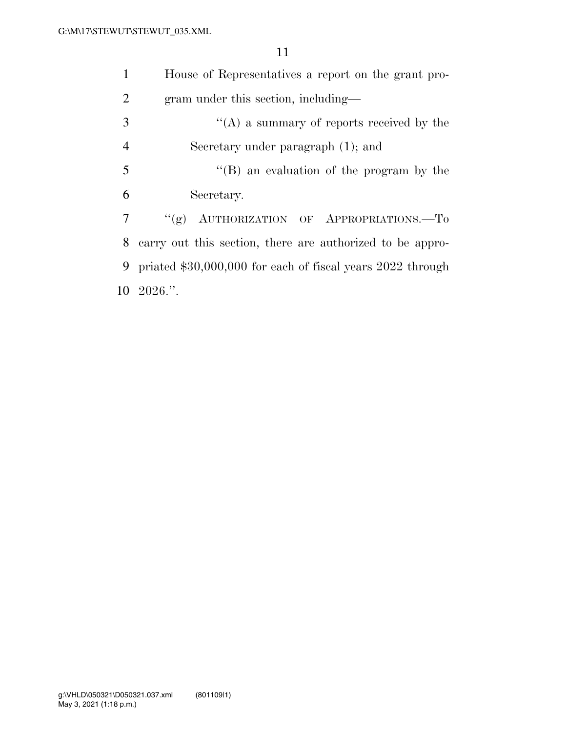House of Representatives a report on the grant program under this section, including—

"(A) a summary of reports received by the Secretary under paragraph (1); and

"(B) an evaluation of the program by the Secretary.

"(g) AUTHORIZATION OF APPROPRIATIONS.—To carry out this section, there are authorized to be appropriated $30,000,000 for each of fiscal years 2022 through 2026.".